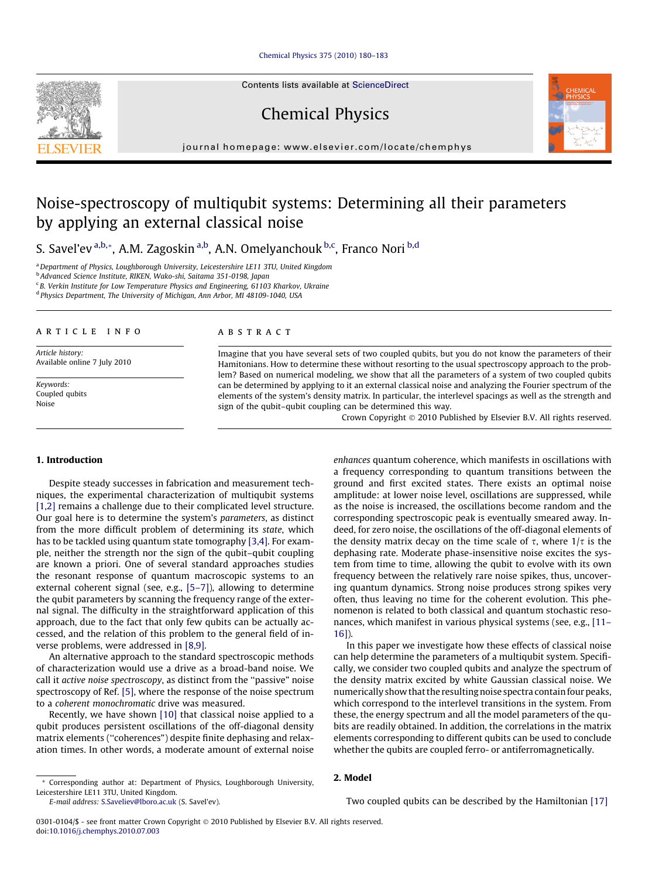# Noise-spectroscopy of multiqubit systems: Determining all their parameters by applying an external classical noise

S. Savel'ev [a,b,*], A.M. Zagoskin [a,b], A.N. Omelyanchouk [b,c], Franco Nori [b,d]

[a] Department of Physics, Loughborough University, Leicestershire LE11 3TU, United Kingdom
[b] Advanced Science Institute, RIKEN, Wako-shi, Saitama 351-0198, Japan
[c] B. Verkin Institute for Low Temperature Physics and Engineering, 61103 Kharkov, Ukraine
[d] Physics Department, The University of Michigan, Ann Arbor, MI 48109-1040, USA

**ARTICLE INFO**

*Article history:*
Available online 7 July 2010

*Keywords:*
Coupled qubits
Noise

**ABSTRACT**

Imagine that you have several sets of two coupled qubits, but you do not know the parameters of their Hamitonians. How to determine these without resorting to the usual spectroscopy approach to the problem? Based on numerical modeling, we show that all the parameters of a system of two coupled qubits can be determined by applying to it an external classical noise and analyzing the Fourier spectrum of the elements of the system's density matrix. In particular, the interlevel spacings as well as the strength and sign of the qubit–qubit coupling can be determined this way.

Crown Copyright © 2010 Published by Elsevier B.V. All rights reserved.

## 1. Introduction

Despite steady successes in fabrication and measurement techniques, the experimental characterization of multiqubit systems [1,2] remains a challenge due to their complicated level structure. Our goal here is to determine the system's *parameters*, as distinct from the more difficult problem of determining its *state*, which has to be tackled using quantum state tomography [3,4]. For example, neither the strength nor the sign of the qubit–qubit coupling are known a priori. One of several standard approaches studies the resonant response of small macroscopic systems to an external coherent signal (see, e.g., [5–7]), allowing to determine the qubit parameters by scanning the frequency range of the external signal. The difficulty in the straightforward application of this approach, due to the fact that only few qubits can be actually accessed, and the relation of this problem to the general field of inverse problems, were addressed in [8,9].

An alternative approach to the standard spectroscopic methods of characterization would use a drive as a broad-band noise. We call it *active noise spectroscopy*, as distinct from the "passive" noise spectroscopy of Ref. [5], where the response of the noise spectrum to a *coherent monochromatic* drive was measured.

Recently, we have shown [10] that classical noise applied to a qubit produces persistent oscillations of the off-diagonal density matrix elements ("coherences") despite finite dephasing and relaxation times. In other words, a moderate amount of external noise *enhances* quantum coherence, which manifests in oscillations with a frequency corresponding to quantum transitions between the ground and first excited states. There exists an optimal noise amplitude: at lower noise level, oscillations are suppressed, while as the noise is increased, the oscillations become random and the corresponding spectroscopic peak is eventually smeared away. Indeed, for zero noise, the oscillations of the off-diagonal elements of the density matrix decay on the time scale of $\tau$, where $1/\tau$ is the dephasing rate. Moderate phase-insensitive noise excites the system from time to time, allowing the qubit to evolve with its own frequency between the relatively rare noise spikes, thus, uncovering quantum dynamics. Strong noise produces strong spikes very often, thus leaving no time for the coherent evolution. This phenomenon is related to both classical and quantum stochastic resonances, which manifest in various physical systems (see, e.g., [11–16]).

In this paper we investigate how these effects of classical noise can help determine the parameters of a multiqubit system. Specifically, we consider two coupled qubits and analyze the spectrum of the density matrix excited by white Gaussian classical noise. We numerically show that the resulting noise spectra contain four peaks, which correspond to the interlevel transitions in the system. From these, the energy spectrum and all the model parameters of the qubits are readily obtained. In addition, the correlations in the matrix elements corresponding to different qubits can be used to conclude whether the qubits are coupled ferro- or antiferromagnetically.

## 2. Model

Two coupled qubits can be described by the Hamiltonian [17]

* Corresponding author at: Department of Physics, Loughborough University, Leicestershire LE11 3TU, United Kingdom.
E-mail address: S.Saveliev@lboro.ac.uk (S. Savel'ev).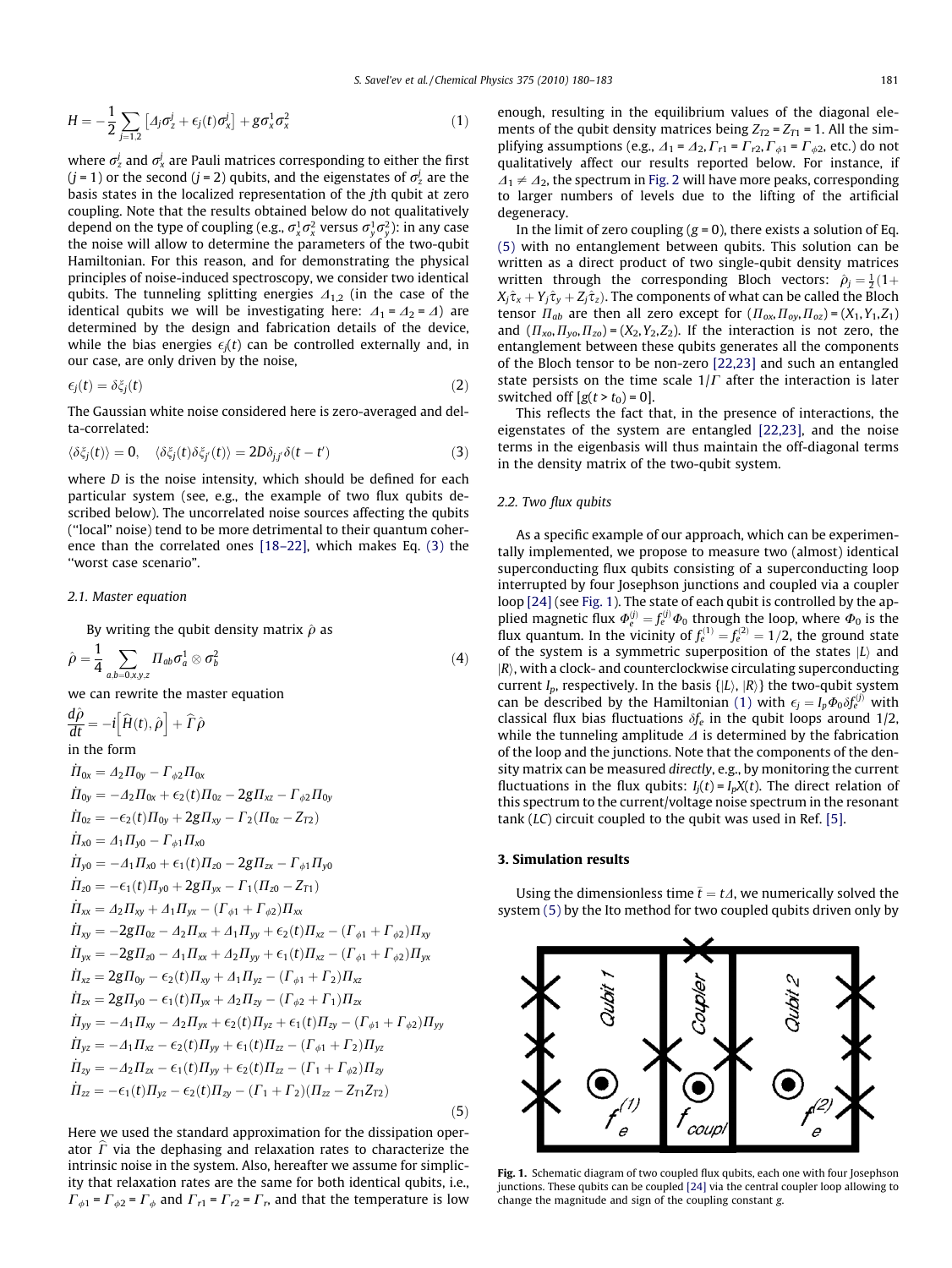$$H = -\frac{1}{2}\sum_{j=1,2}\left[\Delta_j\sigma_z^j + \epsilon_j(t)\sigma_x^j\right] + g\sigma_x^1\sigma_x^2 \tag{1}$$

where $\sigma_z^j$ and $\sigma_x^j$ are Pauli matrices corresponding to either the first ($j = 1$) or the second ($j = 2$) qubits, and the eigenstates of $\sigma_z^j$ are the basis states in the localized representation of the $j$th qubit at zero coupling. Note that the results obtained below do not qualitatively depend on the type of coupling (e.g., $\sigma_x^1\sigma_x^2$ versus $\sigma_y^1\sigma_y^2$): in any case the noise will allow to determine the parameters of the two-qubit Hamiltonian. For this reason, and for demonstrating the physical principles of noise-induced spectroscopy, we consider two identical qubits. The tunneling splitting energies $\Delta_{1,2}$ (in the case of the identical qubits we will be investigating here: $\Delta_1 = \Delta_2 = \Delta$) are determined by the design and fabrication details of the device, while the bias energies $\epsilon_j(t)$ can be controlled externally and, in our case, are only driven by the noise,

$$\epsilon_j(t) = \delta\xi_j(t) \tag{2}$$

The Gaussian white noise considered here is zero-averaged and delta-correlated:

$$\langle\delta\xi_j(t)\rangle = 0, \quad \langle\delta\xi_j(t)\delta\xi_{j'}(t')\rangle = 2D\delta_{jj'}\delta(t-t') \tag{3}$$

where $D$ is the noise intensity, which should be defined for each particular system (see, e.g., the example of two flux qubits described below). The uncorrelated noise sources affecting the qubits ("local" noise) tend to be more detrimental to their quantum coherence than the correlated ones [18–22], which makes Eq. (3) the "worst case scenario".

### 2.1. Master equation

By writing the qubit density matrix $\hat{\rho}$ as

$$\hat{\rho} = \frac{1}{4}\sum_{a,b=0,x,y,z}\Pi_{ab}\sigma_a^1\otimes\sigma_b^2 \tag{4}$$

we can rewrite the master equation

$$\frac{d\hat{\rho}}{dt} = -i\left[\widehat{H}(t),\hat{\rho}\right] + \widehat{\Gamma}\hat{\rho}$$

in the form

$$\begin{aligned}
\dot{\Pi}_{0x} &= \Delta_2\Pi_{0y} - \Gamma_{\phi 2}\Pi_{0x}\\
\dot{\Pi}_{0y} &= -\Delta_2\Pi_{0x} + \epsilon_2(t)\Pi_{0z} - 2g\Pi_{xz} - \Gamma_{\phi 2}\Pi_{0y}\\
\dot{\Pi}_{0z} &= -\epsilon_2(t)\Pi_{0y} + 2g\Pi_{xy} - \Gamma_2(\Pi_{0z} - Z_{T2})\\
\dot{\Pi}_{x0} &= \Delta_1\Pi_{y0} - \Gamma_{\phi 1}\Pi_{x0}\\
\dot{\Pi}_{y0} &= -\Delta_1\Pi_{x0} + \epsilon_1(t)\Pi_{z0} - 2g\Pi_{zx} - \Gamma_{\phi 1}\Pi_{y0}\\
\dot{\Pi}_{z0} &= -\epsilon_1(t)\Pi_{y0} + 2g\Pi_{yx} - \Gamma_1(\Pi_{z0} - Z_{T1})\\
\dot{\Pi}_{xx} &= \Delta_2\Pi_{xy} + \Delta_1\Pi_{yx} - (\Gamma_{\phi 1} + \Gamma_{\phi 2})\Pi_{xx}\\
\dot{\Pi}_{xy} &= -2g\Pi_{0z} - \Delta_2\Pi_{xx} + \Delta_1\Pi_{yy} + \epsilon_2(t)\Pi_{xz} - (\Gamma_{\phi 1} + \Gamma_{\phi 2})\Pi_{xy}\\
\dot{\Pi}_{yx} &= -2g\Pi_{z0} - \Delta_1\Pi_{xx} + \Delta_2\Pi_{yy} + \epsilon_1(t)\Pi_{xz} - (\Gamma_{\phi 1} + \Gamma_{\phi 2})\Pi_{yx}\\
\dot{\Pi}_{xz} &= 2g\Pi_{0y} - \epsilon_2(t)\Pi_{xy} + \Delta_1\Pi_{yz} - (\Gamma_{\phi 1} + \Gamma_2)\Pi_{xz}\\
\dot{\Pi}_{zx} &= 2g\Pi_{y0} - \epsilon_1(t)\Pi_{yx} + \Delta_2\Pi_{zy} - (\Gamma_{\phi 2} + \Gamma_1)\Pi_{zx}\\
\dot{\Pi}_{yy} &= -\Delta_1\Pi_{xy} - \Delta_2\Pi_{yx} + \epsilon_2(t)\Pi_{yz} + \epsilon_1(t)\Pi_{zy} - (\Gamma_{\phi 1} + \Gamma_{\phi 2})\Pi_{yy}\\
\dot{\Pi}_{yz} &= -\Delta_1\Pi_{xz} - \epsilon_2(t)\Pi_{yy} + \epsilon_1(t)\Pi_{zz} - (\Gamma_{\phi 1} + \Gamma_2)\Pi_{yz}\\
\dot{\Pi}_{zy} &= -\Delta_2\Pi_{zx} - \epsilon_1(t)\Pi_{yy} + \epsilon_2(t)\Pi_{zz} - (\Gamma_1 + \Gamma_{\phi 2})\Pi_{zy}\\
\dot{\Pi}_{zz} &= -\epsilon_1(t)\Pi_{yz} - \epsilon_2(t)\Pi_{zy} - (\Gamma_1 + \Gamma_2)(\Pi_{zz} - Z_{T1}Z_{T2})
\end{aligned} \tag{5}$$

Here we used the standard approximation for the dissipation operator $\widehat{\Gamma}$ via the dephasing and relaxation rates to characterize the intrinsic noise in the system. Also, hereafter we assume for simplicity that relaxation rates are the same for both identical qubits, i.e., $\Gamma_{\phi 1} = \Gamma_{\phi 2} = \Gamma_\phi$ and $\Gamma_{r1} = \Gamma_{r2} = \Gamma_r$, and that the temperature is low enough, resulting in the equilibrium values of the diagonal elements of the qubit density matrices being $Z_{T2} = Z_{T1} = 1$. All the simplifying assumptions (e.g., $\Delta_1 = \Delta_2$, $\Gamma_{r1} = \Gamma_{r2}$, $\Gamma_{\phi 1} = \Gamma_{\phi 2}$, etc.) do not qualitatively affect our results reported below. For instance, if $\Delta_1 \neq \Delta_2$, the spectrum in Fig. 2 will have more peaks, corresponding to larger numbers of levels due to the lifting of the artificial degeneracy.

In the limit of zero coupling ($g = 0$), there exists a solution of Eq. (5) with no entanglement between qubits. This solution can be written as a direct product of two single-qubit density matrices written through the corresponding Bloch vectors: $\hat{\rho}_j = \frac{1}{2}(1 + X_j\hat{\tau}_x + Y_j\hat{\tau}_y + Z_j\hat{\tau}_z)$. The components of what can be called the Bloch tensor $\Pi_{ab}$ are then all zero except for $(\Pi_{ox}, \Pi_{oy}, \Pi_{oz}) = (X_1, Y_1, Z_1)$ and $(\Pi_{xo}, \Pi_{yo}, \Pi_{zo}) = (X_2, Y_2, Z_2)$. If the interaction is not zero, the entanglement between these qubits generates all the components of the Bloch tensor to be non-zero [22,23] and such an entangled state persists on the time scale $1/\Gamma$ after the interaction is later switched off [$g(t > t_0) = 0$].

This reflects the fact that, in the presence of interactions, the eigenstates of the system are entangled [22,23], and the noise terms in the eigenbasis will thus maintain the off-diagonal terms in the density matrix of the two-qubit system.

### 2.2. Two flux qubits

As a specific example of our approach, which can be experimentally implemented, we propose to measure two (almost) identical superconducting flux qubits consisting of a superconducting loop interrupted by four Josephson junctions and coupled via a coupler loop [24] (see Fig. 1). The state of each qubit is controlled by the applied magnetic flux $\Phi_e^{(j)} = f_e^{(j)}\Phi_0$ through the loop, where $\Phi_0$ is the flux quantum. In the vicinity of $f_e^{(1)} = f_e^{(2)} = 1/2$, the ground state of the system is a symmetric superposition of the states $|L\rangle$ and $|R\rangle$, with a clock- and counterclockwise circulating superconducting current $I_p$, respectively. In the basis $\{|L\rangle, |R\rangle\}$ the two-qubit system can be described by the Hamiltonian (1) with $\epsilon_j = I_p\Phi_0\delta f_e^{(j)}$ with classical flux bias fluctuations $\delta f_e$ in the qubit loops around 1/2, while the tunneling amplitude $\Delta$ is determined by the fabrication of the loop and the junctions. Note that the components of the density matrix can be measured *directly*, e.g., by monitoring the current fluctuations in the flux qubits: $I_j(t) = I_pX(t)$. The direct relation of this spectrum to the current/voltage noise spectrum in the resonant tank (*LC*) circuit coupled to the qubit was used in Ref. [5].

## 3. Simulation results

Using the dimensionless time $\bar{t} = t\Delta$, we numerically solved the system (5) by the Ito method for two coupled qubits driven only by

**Fig. 1.** Schematic diagram of two coupled flux qubits, each one with four Josephson junctions. These qubits can be coupled [24] via the central coupler loop allowing to change the magnitude and sign of the coupling constant $g$.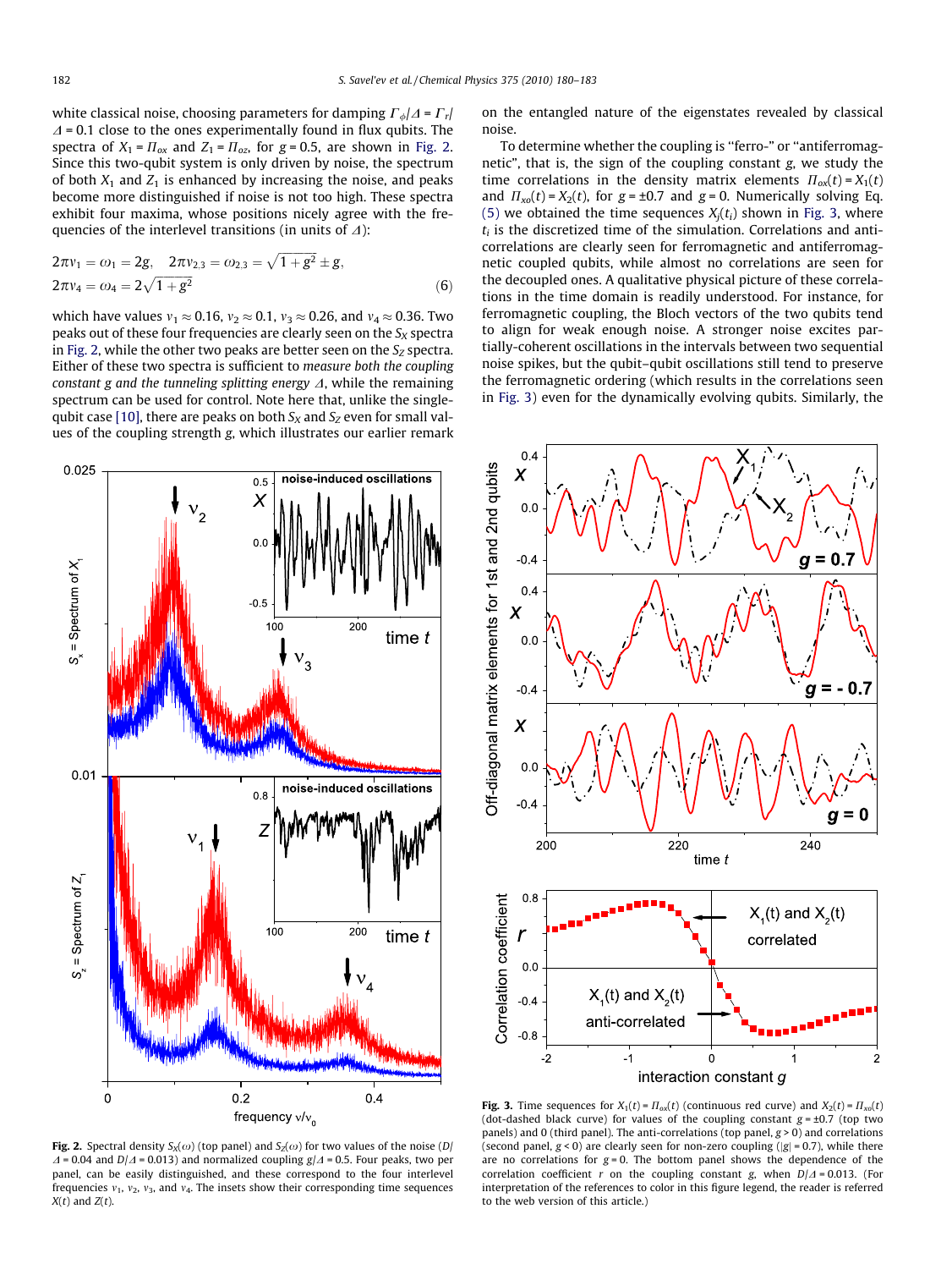white classical noise, choosing parameters for damping $\Gamma_\phi/\Delta = \Gamma_r/\Delta = 0.1$ close to the ones experimentally found in flux qubits. The spectra of $X_1 = \Pi_{ox}$ and $Z_1 = \Pi_{oz}$, for $g = 0.5$, are shown in Fig. 2. Since this two-qubit system is only driven by noise, the spectrum of both $X_1$ and $Z_1$ is enhanced by increasing the noise, and peaks become more distinguished if noise is not too high. These spectra exhibit four maxima, whose positions nicely agree with the frequencies of the interlevel transitions (in units of $\Delta$):

$$2\pi\nu_1 = \omega_1 = 2g, \quad 2\pi\nu_{2,3} = \omega_{2,3} = \sqrt{1+g^2} \pm g,$$
$$2\pi\nu_4 = \omega_4 = 2\sqrt{1+g^2} \tag{6}$$

which have values $\nu_1 \approx 0.16$, $\nu_2 \approx 0.1$, $\nu_3 \approx 0.26$, and $\nu_4 \approx 0.36$. Two peaks out of these four frequencies are clearly seen on the $S_X$ spectra in Fig. 2, while the other two peaks are better seen on the $S_Z$ spectra. Either of these two spectra is sufficient to *measure both the coupling constant g and the tunneling splitting energy* $\Delta$, while the remaining spectrum can be used for control. Note here that, unlike the single-qubit case [10], there are peaks on both $S_X$ and $S_Z$ even for small values of the coupling strength $g$, which illustrates our earlier remark on the entangled nature of the eigenstates revealed by classical noise.

To determine whether the coupling is "ferro-" or "antiferromagnetic", that is, the sign of the coupling constant $g$, we study the time correlations in the density matrix elements $\Pi_{ox}(t) = X_1(t)$ and $\Pi_{xo}(t) = X_2(t)$, for $g = \pm 0.7$ and $g = 0$. Numerically solving Eq. (5) we obtained the time sequences $X_j(t_i)$ shown in Fig. 3, where $t_i$ is the discretized time of the simulation. Correlations and anti-correlations are clearly seen for ferromagnetic and antiferromagnetic coupled qubits, while almost no correlations are seen for the decoupled ones. A qualitative physical picture of these correlations in the time domain is readily understood. For instance, for ferromagnetic coupling, the Bloch vectors of the two qubits tend to align for weak enough noise. A stronger noise excites partially-coherent oscillations in the intervals between two sequential noise spikes, but the qubit–qubit oscillations still tend to preserve the ferromagnetic ordering (which results in the correlations seen in Fig. 3) even for the dynamically evolving qubits. Similarly, the

**Fig. 2.** Spectral density $S_X(\omega)$ (top panel) and $S_Z(\omega)$ for two values of the noise ($D/\Delta = 0.04$ and $D/\Delta = 0.013$) and normalized coupling $g/\Delta = 0.5$. Four peaks, two per panel, can be easily distinguished, and these correspond to the four interlevel frequencies $\nu_1$, $\nu_2$, $\nu_3$, and $\nu_4$. The insets show their corresponding time sequences $X(t)$ and $Z(t)$.

**Fig. 3.** Time sequences for $X_1(t) = \Pi_{ox}(t)$ (continuous red curve) and $X_2(t) = \Pi_{xo}(t)$ (dot-dashed black curve) for values of the coupling constant $g = \pm 0.7$ (top two panels) and 0 (third panel). The anti-correlations (top panel, $g > 0$) and correlations (second panel, $g < 0$) are clearly seen for non-zero coupling ($|g| = 0.7$), while there are no correlations for $g = 0$. The bottom panel shows the dependence of the correlation coefficient $r$ on the coupling constant $g$, when $D/\Delta = 0.013$. (For interpretation of the references to color in this figure legend, the reader is referred to the web version of this article.)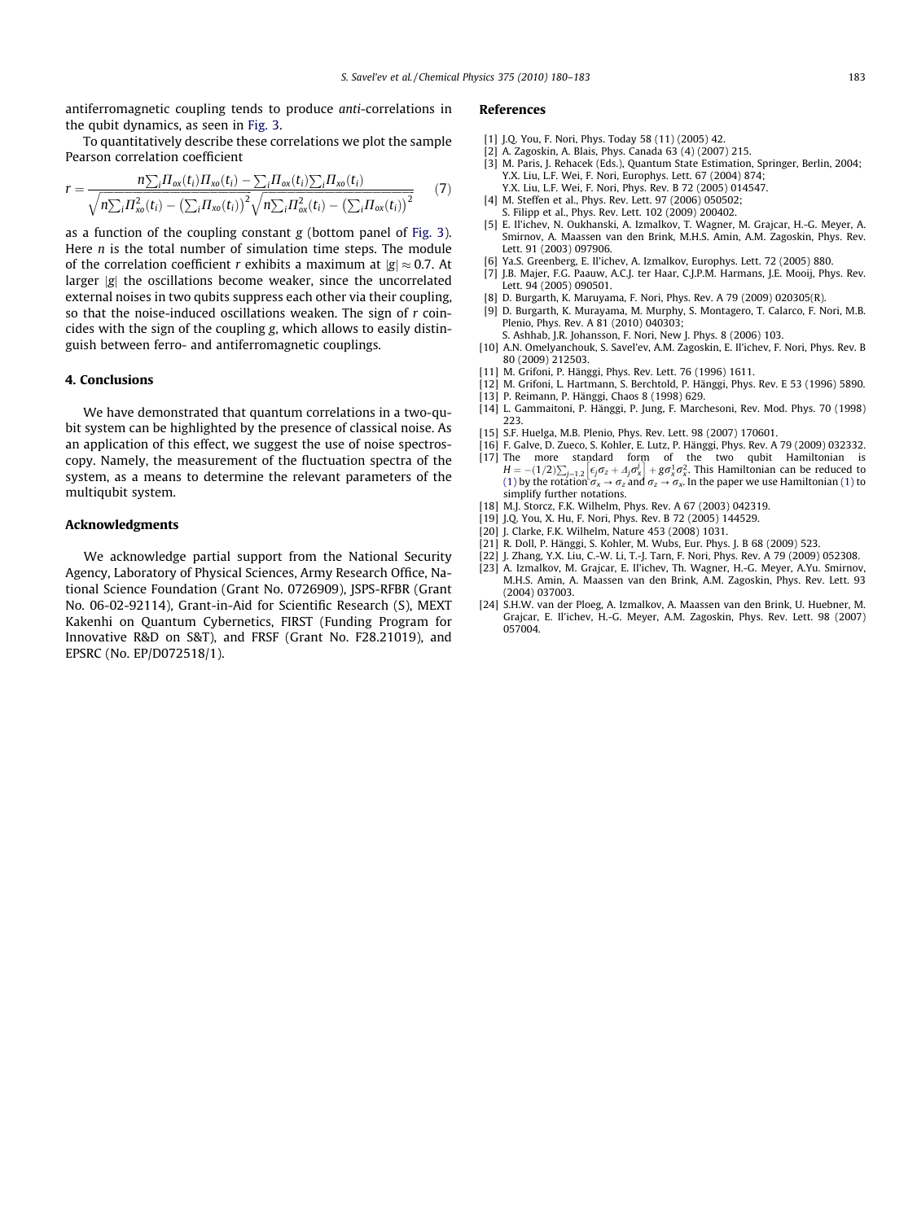antiferromagnetic coupling tends to produce *anti*-correlations in the qubit dynamics, as seen in Fig. 3.

To quantitatively describe these correlations we plot the sample Pearson correlation coefficient

$$r = \frac{n\sum_i \Pi_{ox}(t_i)\Pi_{xo}(t_i) - \sum_i \Pi_{ox}(t_i)\sum_i \Pi_{xo}(t_i)}{\sqrt{n\sum_i \Pi_{xo}^2(t_i) - \left(\sum_i \Pi_{xo}(t_i)\right)^2}\sqrt{n\sum_i \Pi_{ox}^2(t_i) - \left(\sum_i \Pi_{ox}(t_i)\right)^2}} \quad (7)$$

as a function of the coupling constant $g$ (bottom panel of Fig. 3). Here $n$ is the total number of simulation time steps. The module of the correlation coefficient $r$ exhibits a maximum at $|g| \approx 0.7$. At larger $|g|$ the oscillations become weaker, since the uncorrelated external noises in two qubits suppress each other via their coupling, so that the noise-induced oscillations weaken. The sign of $r$ coincides with the sign of the coupling $g$, which allows to easily distinguish between ferro- and antiferromagnetic couplings.

## 4. Conclusions

We have demonstrated that quantum correlations in a two-qubit system can be highlighted by the presence of classical noise. As an application of this effect, we suggest the use of noise spectroscopy. Namely, the measurement of the fluctuation spectra of the system, as a means to determine the relevant parameters of the multiqubit system.

## Acknowledgments

We acknowledge partial support from the National Security Agency, Laboratory of Physical Sciences, Army Research Office, National Science Foundation (Grant No. 0726909), JSPS-RFBR (Grant No. 06-02-92114), Grant-in-Aid for Scientific Research (S), MEXT Kakenhi on Quantum Cybernetics, FIRST (Funding Program for Innovative R&D on S&T), and FRSF (Grant No. F28.21019), and EPSRC (No. EP/D072518/1).

## References

[1] J.Q. You, F. Nori, Phys. Today 58 (11) (2005) 42.
[2] A. Zagoskin, A. Blais, Phys. Canada 63 (4) (2007) 215.
[3] M. Paris, J. Rehacek (Eds.), Quantum State Estimation, Springer, Berlin, 2004; Y.X. Liu, L.F. Wei, F. Nori, Europhys. Lett. 67 (2004) 874; Y.X. Liu, L.F. Wei, F. Nori, Phys. Rev. B 72 (2005) 014547.
[4] M. Steffen et al., Phys. Rev. Lett. 97 (2006) 050502; S. Filipp et al., Phys. Rev. Lett. 102 (2009) 200402.
[5] E. Il'ichev, N. Oukhanski, A. Izmalkov, T. Wagner, M. Grajcar, H.-G. Meyer, A. Smirnov, A. Maassen van den Brink, M.H.S. Amin, A.M. Zagoskin, Phys. Rev. Lett. 91 (2003) 097906.
[6] Ya.S. Greenberg, E. Il'ichev, A. Izmalkov, Europhys. Lett. 72 (2005) 880.
[7] J.B. Majer, F.G. Paauw, A.C.J. ter Haar, C.J.P.M. Harmans, J.E. Mooij, Phys. Rev. Lett. 94 (2005) 090501.
[8] D. Burgarth, K. Maruyama, F. Nori, Phys. Rev. A 79 (2009) 020305(R).
[9] D. Burgarth, K. Murayama, M. Murphy, S. Montagero, T. Calarco, F. Nori, M.B. Plenio, Phys. Rev. A 81 (2010) 040303; S. Ashhab, J.R. Johansson, F. Nori, New J. Phys. 8 (2006) 103.
[10] A.N. Omelyanchouk, S. Savel'ev, A.M. Zagoskin, E. Il'ichev, F. Nori, Phys. Rev. B 80 (2009) 212503.
[11] M. Grifoni, P. Hänggi, Phys. Rev. Lett. 76 (1996) 1611.
[12] M. Grifoni, L. Hartmann, S. Berchtold, P. Hänggi, Phys. Rev. E 53 (1996) 5890.
[13] P. Reimann, P. Hänggi, Chaos 8 (1998) 629.
[14] L. Gammaitoni, P. Hänggi, P. Jung, F. Marchesoni, Rev. Mod. Phys. 70 (1998) 223.
[15] S.F. Huelga, M.B. Plenio, Phys. Rev. Lett. 98 (2007) 170601.
[16] F. Galve, D. Zueco, S. Kohler, E. Lutz, P. Hänggi, Phys. Rev. A 79 (2009) 032332.
[17] The more standard form of the two qubit Hamiltonian is $H = -(1/2)\sum_{j=1,2}\left[\epsilon_j\sigma_z + \Delta_j\sigma_x^j\right] + g\sigma_x^1\sigma_x^2$. This Hamiltonian can be reduced to (1) by the rotation $\sigma_x \to \sigma_z$ and $\sigma_z \to \sigma_x$. In the paper we use Hamiltonian (1) to simplify further notations.
[18] M.J. Storcz, F.K. Wilhelm, Phys. Rev. A 67 (2003) 042319.
[19] J.Q. You, X. Hu, F. Nori, Phys. Rev. B 72 (2005) 144529.
[20] J. Clarke, F.K. Wilhelm, Nature 453 (2008) 1031.
[21] R. Doll, P. Hänggi, S. Kohler, M. Wubs, Eur. Phys. J. B 68 (2009) 523.
[22] J. Zhang, Y.X. Liu, C.-W. Li, T.-J. Tarn, F. Nori, Phys. Rev. A 79 (2009) 052308.
[23] A. Izmalkov, M. Grajcar, E. Il'ichev, Th. Wagner, H.-G. Meyer, A.Yu. Smirnov, M.H.S. Amin, A. Maassen van den Brink, A.M. Zagoskin, Phys. Rev. Lett. 93 (2004) 037003.
[24] S.H.W. van der Ploeg, A. Izmalkov, A. Maassen van den Brink, U. Huebner, M. Grajcar, E. Il'ichev, H.-G. Meyer, A.M. Zagoskin, Phys. Rev. Lett. 98 (2007) 057004.